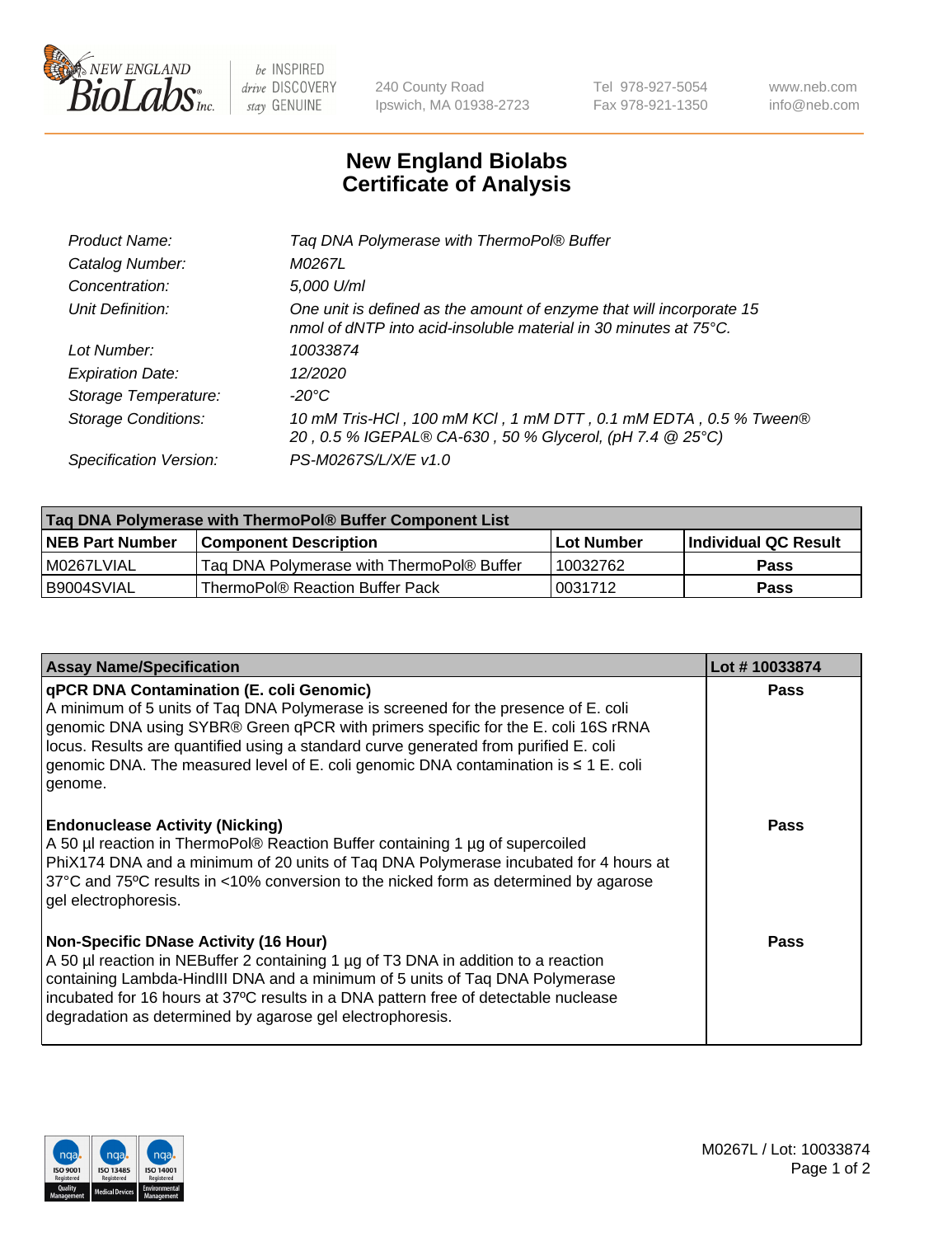240 County Road
Ipswich, MA 01938-2723

Tel 978-927-5054
Fax 978-921-1350

www.neb.com
info@neb.com

# New England Biolabs
# Certificate of Analysis

| | |
|---|---|
| *Product Name:* | *Taq DNA Polymerase with ThermoPol® Buffer* |
| *Catalog Number:* | *M0267L* |
| *Concentration:* | *5,000 U/ml* |
| *Unit Definition:* | *One unit is defined as the amount of enzyme that will incorporate 15 nmol of dNTP into acid-insoluble material in 30 minutes at 75°C.* |
| *Lot Number:* | *10033874* |
| *Expiration Date:* | *12/2020* |
| *Storage Temperature:* | *-20°C* |
| *Storage Conditions:* | *10 mM Tris-HCl , 100 mM KCl , 1 mM DTT , 0.1 mM EDTA , 0.5 % Tween® 20 , 0.5 % IGEPAL® CA-630 , 50 % Glycerol, (pH 7.4 @ 25°C)* |
| *Specification Version:* | *PS-M0267S/L/X/E v1.0* |

| Taq DNA Polymerase with ThermoPol® Buffer Component List | | | |
|---|---|---|---|
| **NEB Part Number** | **Component Description** | **Lot Number** | **Individual QC Result** |
| M0267LVIAL | Taq DNA Polymerase with ThermoPol® Buffer | 10032762 | **Pass** |
| B9004SVIAL | ThermoPol® Reaction Buffer Pack | 0031712 | **Pass** |

| Assay Name/Specification | Lot # 10033874 |
|---|---|
| **qPCR DNA Contamination (E. coli Genomic)**<br>A minimum of 5 units of Taq DNA Polymerase is screened for the presence of E. coli genomic DNA using SYBR® Green qPCR with primers specific for the E. coli 16S rRNA locus. Results are quantified using a standard curve generated from purified E. coli genomic DNA. The measured level of E. coli genomic DNA contamination is ≤ 1 E. coli genome. | **Pass** |
| **Endonuclease Activity (Nicking)**<br>A 50 µl reaction in ThermoPol® Reaction Buffer containing 1 µg of supercoiled PhiX174 DNA and a minimum of 20 units of Taq DNA Polymerase incubated for 4 hours at 37°C and 75ºC results in <10% conversion to the nicked form as determined by agarose gel electrophoresis. | **Pass** |
| **Non-Specific DNase Activity (16 Hour)**<br>A 50 µl reaction in NEBuffer 2 containing 1 µg of T3 DNA in addition to a reaction containing Lambda-HindIII DNA and a minimum of 5 units of Taq DNA Polymerase incubated for 16 hours at 37ºC results in a DNA pattern free of detectable nuclease degradation as determined by agarose gel electrophoresis. | **Pass** |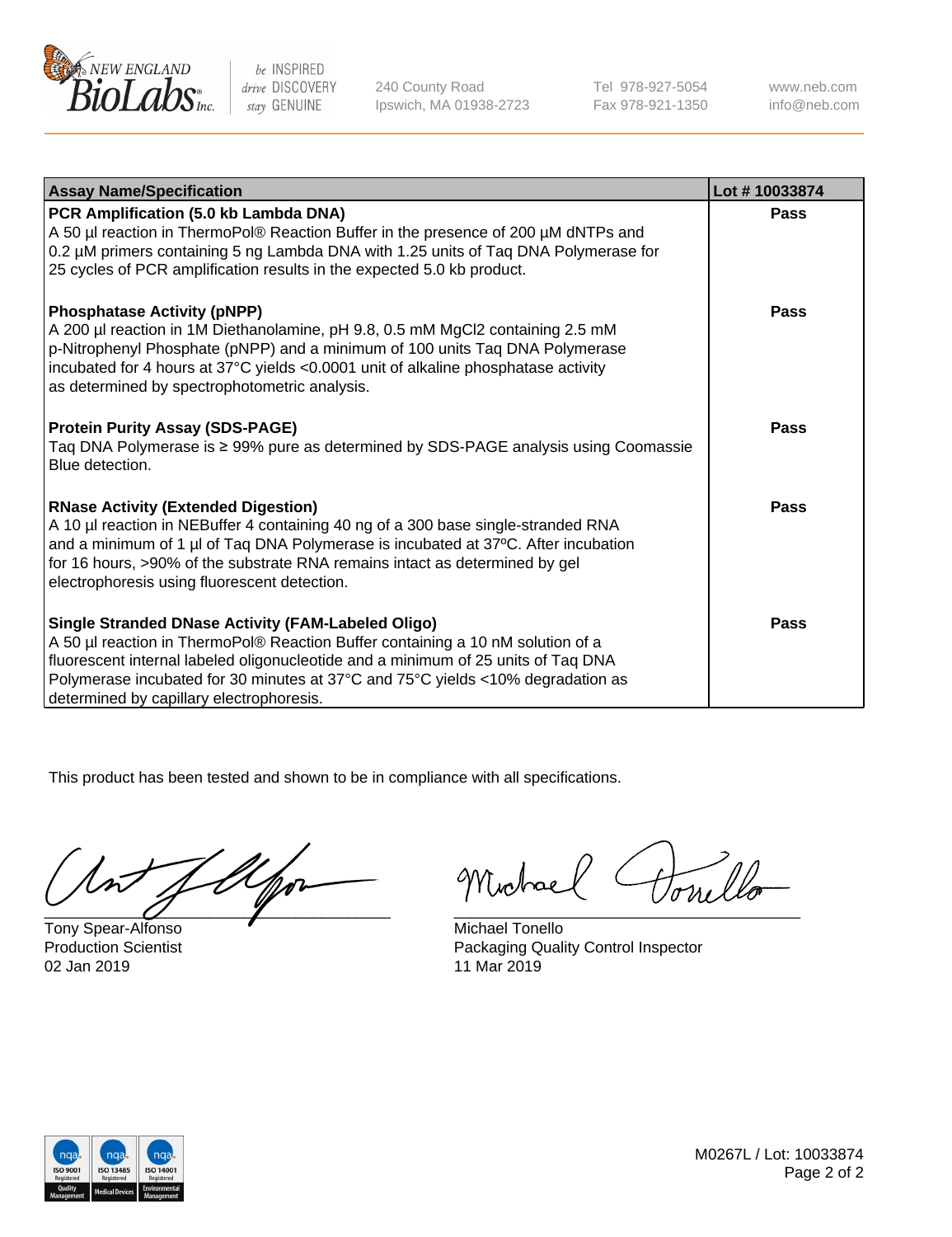| Assay Name/Specification | Lot # 10033874 |
|---|---|
| **PCR Amplification (5.0 kb Lambda DNA)**<br>A 50 µl reaction in ThermoPol® Reaction Buffer in the presence of 200 µM dNTPs and 0.2 µM primers containing 5 ng Lambda DNA with 1.25 units of Taq DNA Polymerase for 25 cycles of PCR amplification results in the expected 5.0 kb product. | **Pass** |
| **Phosphatase Activity (pNPP)**<br>A 200 µl reaction in 1M Diethanolamine, pH 9.8, 0.5 mM MgCl2 containing 2.5 mM p-Nitrophenyl Phosphate (pNPP) and a minimum of 100 units Taq DNA Polymerase incubated for 4 hours at 37°C yields <0.0001 unit of alkaline phosphatase activity as determined by spectrophotometric analysis. | **Pass** |
| **Protein Purity Assay (SDS-PAGE)**<br>Taq DNA Polymerase is ≥ 99% pure as determined by SDS-PAGE analysis using Coomassie Blue detection. | **Pass** |
| **RNase Activity (Extended Digestion)**<br>A 10 µl reaction in NEBuffer 4 containing 40 ng of a 300 base single-stranded RNA and a minimum of 1 µl of Taq DNA Polymerase is incubated at 37ºC. After incubation for 16 hours, >90% of the substrate RNA remains intact as determined by gel electrophoresis using fluorescent detection. | **Pass** |
| **Single Stranded DNase Activity (FAM-Labeled Oligo)**<br>A 50 µl reaction in ThermoPol® Reaction Buffer containing a 10 nM solution of a fluorescent internal labeled oligonucleotide and a minimum of 25 units of Taq DNA Polymerase incubated for 30 minutes at 37°C and 75°C yields <10% degradation as determined by capillary electrophoresis. | **Pass** |

This product has been tested and shown to be in compliance with all specifications.

Tony Spear-Alfonso
Production Scientist
02 Jan 2019

Michael Tonello
Packaging Quality Control Inspector
11 Mar 2019

M0267L / Lot: 10033874